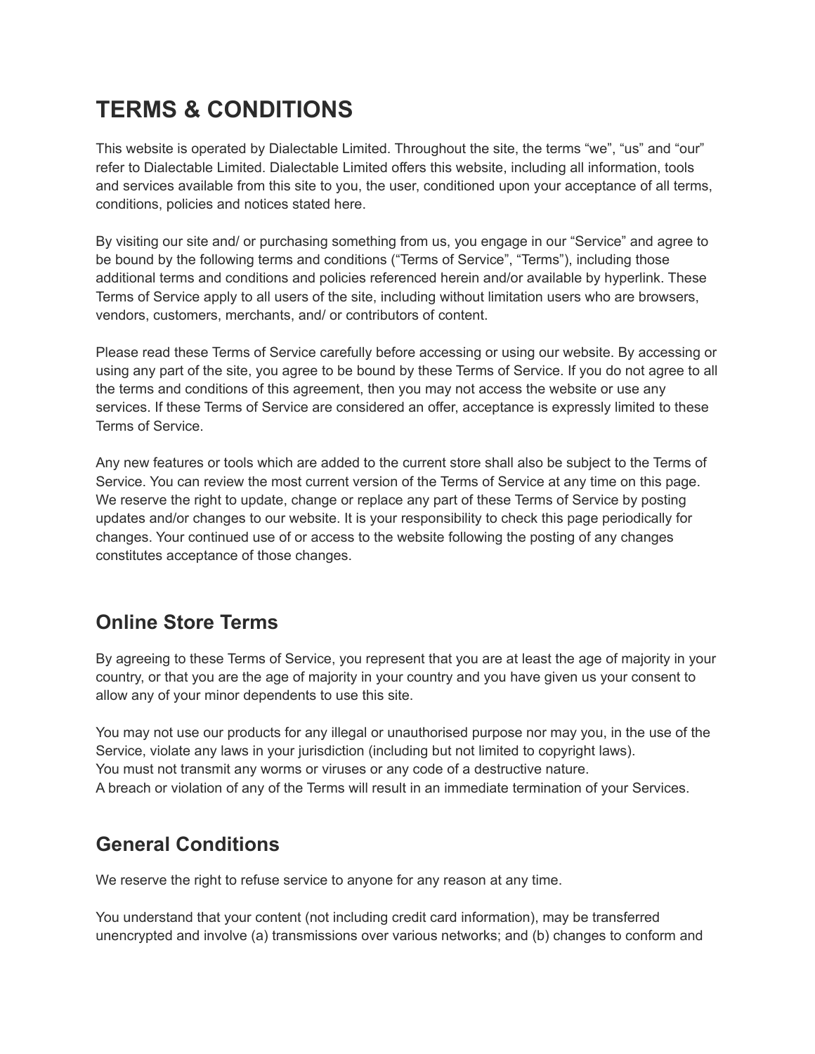# TERMS & CONDITIONS

This website is operated by Dialectable Limited. Throughout the site, the terms “we”, “us” and “our” refer to Dialectable Limited. Dialectable Limited offers this website, including all information, tools and services available from this site to you, the user, conditioned upon your acceptance of all terms, conditions, policies and notices stated here.

By visiting our site and/ or purchasing something from us, you engage in our “Service” and agree to be bound by the following terms and conditions (“Terms of Service”, “Terms”), including those additional terms and conditions and policies referenced herein and/or available by hyperlink. These Terms of Service apply to all users of the site, including without limitation users who are browsers, vendors, customers, merchants, and/ or contributors of content.

Please read these Terms of Service carefully before accessing or using our website. By accessing or using any part of the site, you agree to be bound by these Terms of Service. If you do not agree to all the terms and conditions of this agreement, then you may not access the website or use any services. If these Terms of Service are considered an offer, acceptance is expressly limited to these Terms of Service.

Any new features or tools which are added to the current store shall also be subject to the Terms of Service. You can review the most current version of the Terms of Service at any time on this page. We reserve the right to update, change or replace any part of these Terms of Service by posting updates and/or changes to our website. It is your responsibility to check this page periodically for changes. Your continued use of or access to the website following the posting of any changes constitutes acceptance of those changes.

## Online Store Terms

By agreeing to these Terms of Service, you represent that you are at least the age of majority in your country, or that you are the age of majority in your country and you have given us your consent to allow any of your minor dependents to use this site.

You may not use our products for any illegal or unauthorised purpose nor may you, in the use of the Service, violate any laws in your jurisdiction (including but not limited to copyright laws).
You must not transmit any worms or viruses or any code of a destructive nature.
A breach or violation of any of the Terms will result in an immediate termination of your Services.

## General Conditions

We reserve the right to refuse service to anyone for any reason at any time.

You understand that your content (not including credit card information), may be transferred unencrypted and involve (a) transmissions over various networks; and (b) changes to conform and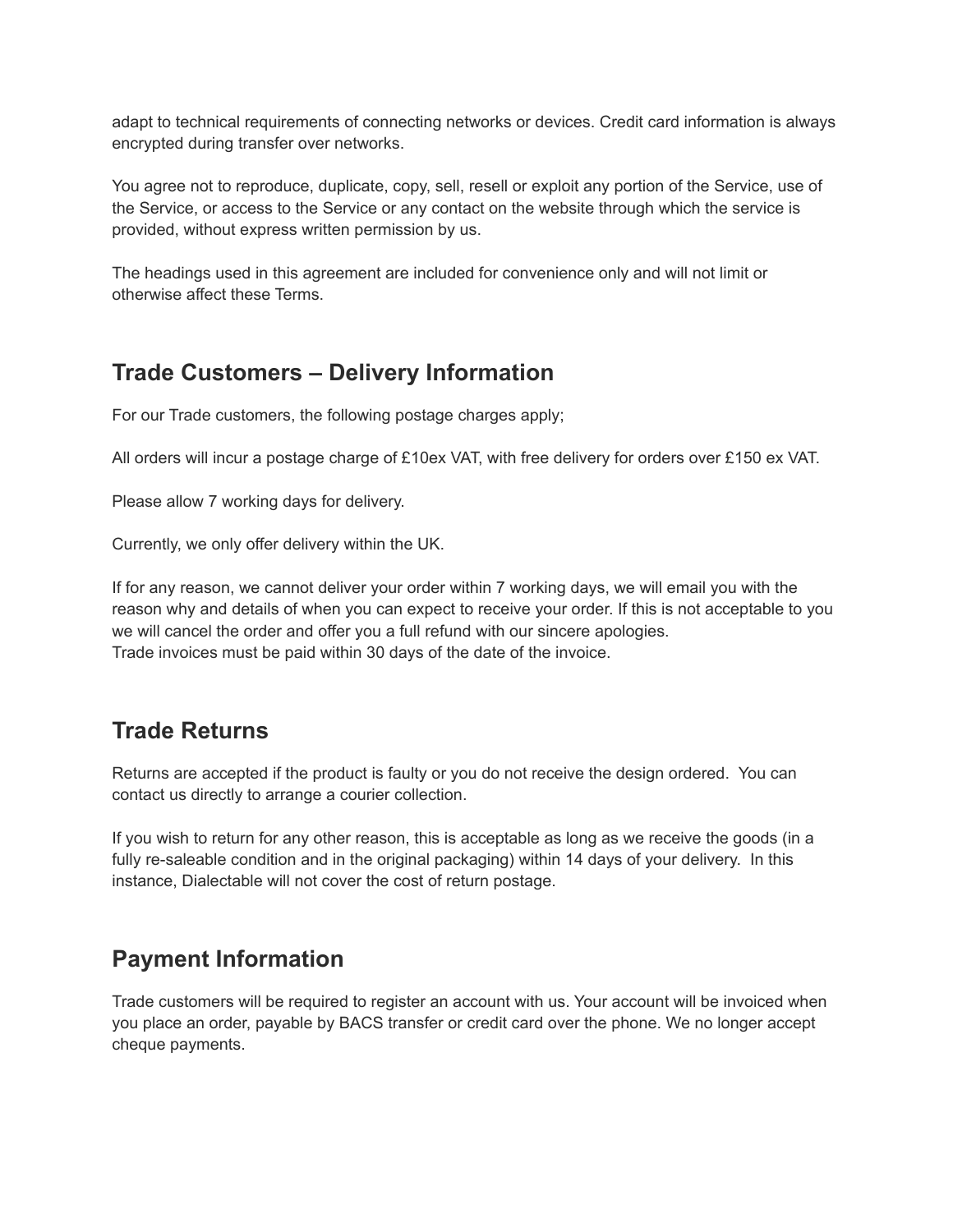adapt to technical requirements of connecting networks or devices. Credit card information is always encrypted during transfer over networks.

You agree not to reproduce, duplicate, copy, sell, resell or exploit any portion of the Service, use of the Service, or access to the Service or any contact on the website through which the service is provided, without express written permission by us.

The headings used in this agreement are included for convenience only and will not limit or otherwise affect these Terms.

## Trade Customers – Delivery Information

For our Trade customers, the following postage charges apply;

All orders will incur a postage charge of £10ex VAT, with free delivery for orders over £150 ex VAT.

Please allow 7 working days for delivery.

Currently, we only offer delivery within the UK.

If for any reason, we cannot deliver your order within 7 working days, we will email you with the reason why and details of when you can expect to receive your order. If this is not acceptable to you we will cancel the order and offer you a full refund with our sincere apologies.
Trade invoices must be paid within 30 days of the date of the invoice.

## Trade Returns

Returns are accepted if the product is faulty or you do not receive the design ordered. You can contact us directly to arrange a courier collection.

If you wish to return for any other reason, this is acceptable as long as we receive the goods (in a fully re-saleable condition and in the original packaging) within 14 days of your delivery. In this instance, Dialectable will not cover the cost of return postage.

## Payment Information

Trade customers will be required to register an account with us. Your account will be invoiced when you place an order, payable by BACS transfer or credit card over the phone. We no longer accept cheque payments.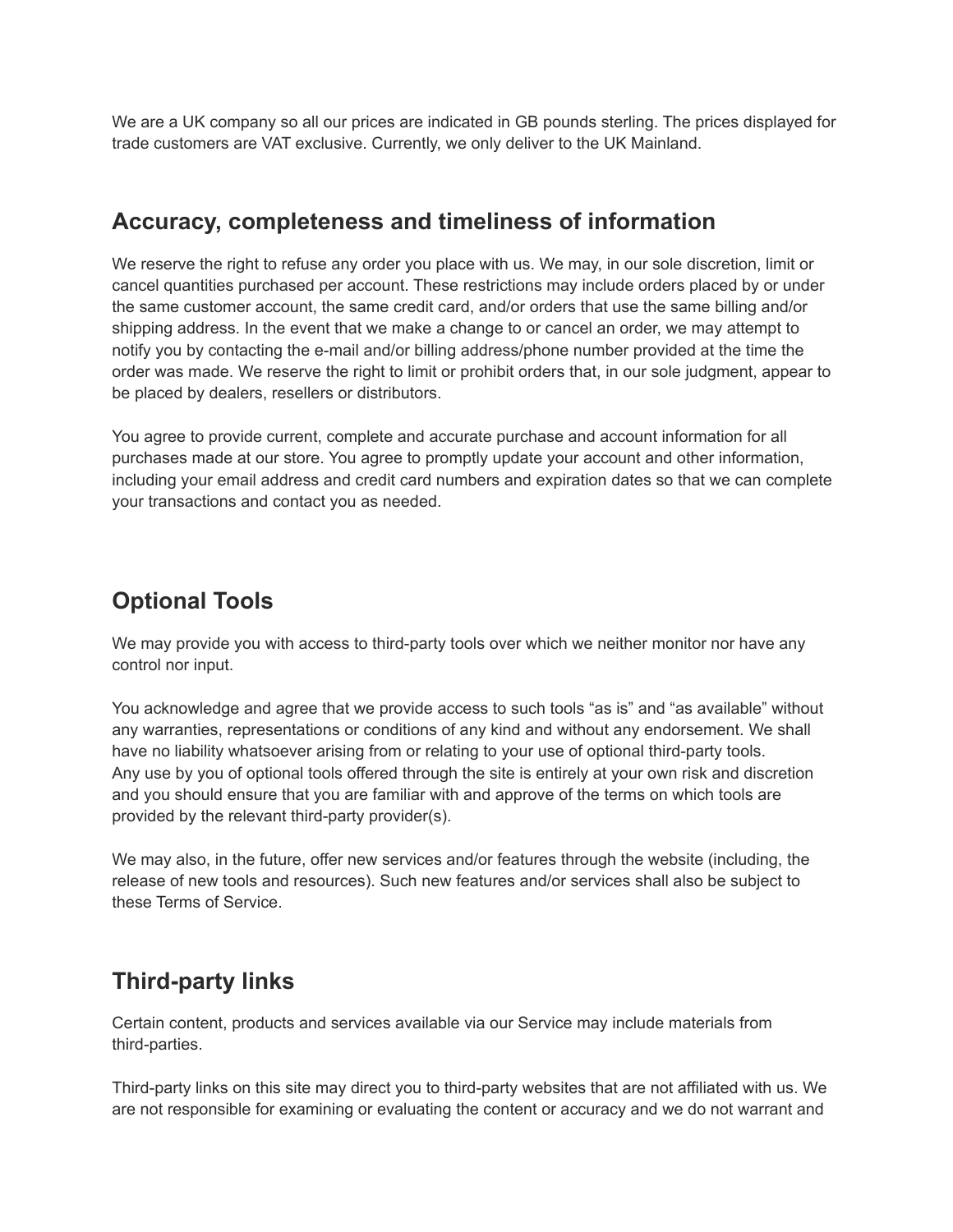We are a UK company so all our prices are indicated in GB pounds sterling. The prices displayed for trade customers are VAT exclusive. Currently, we only deliver to the UK Mainland.

## Accuracy, completeness and timeliness of information

We reserve the right to refuse any order you place with us. We may, in our sole discretion, limit or cancel quantities purchased per account. These restrictions may include orders placed by or under the same customer account, the same credit card, and/or orders that use the same billing and/or shipping address. In the event that we make a change to or cancel an order, we may attempt to notify you by contacting the e-mail and/or billing address/phone number provided at the time the order was made. We reserve the right to limit or prohibit orders that, in our sole judgment, appear to be placed by dealers, resellers or distributors.

You agree to provide current, complete and accurate purchase and account information for all purchases made at our store. You agree to promptly update your account and other information, including your email address and credit card numbers and expiration dates so that we can complete your transactions and contact you as needed.

## Optional Tools

We may provide you with access to third-party tools over which we neither monitor nor have any control nor input.

You acknowledge and agree that we provide access to such tools "as is" and "as available" without any warranties, representations or conditions of any kind and without any endorsement. We shall have no liability whatsoever arising from or relating to your use of optional third-party tools. Any use by you of optional tools offered through the site is entirely at your own risk and discretion and you should ensure that you are familiar with and approve of the terms on which tools are provided by the relevant third-party provider(s).

We may also, in the future, offer new services and/or features through the website (including, the release of new tools and resources). Such new features and/or services shall also be subject to these Terms of Service.

## Third-party links

Certain content, products and services available via our Service may include materials from third-parties.

Third-party links on this site may direct you to third-party websites that are not affiliated with us. We are not responsible for examining or evaluating the content or accuracy and we do not warrant and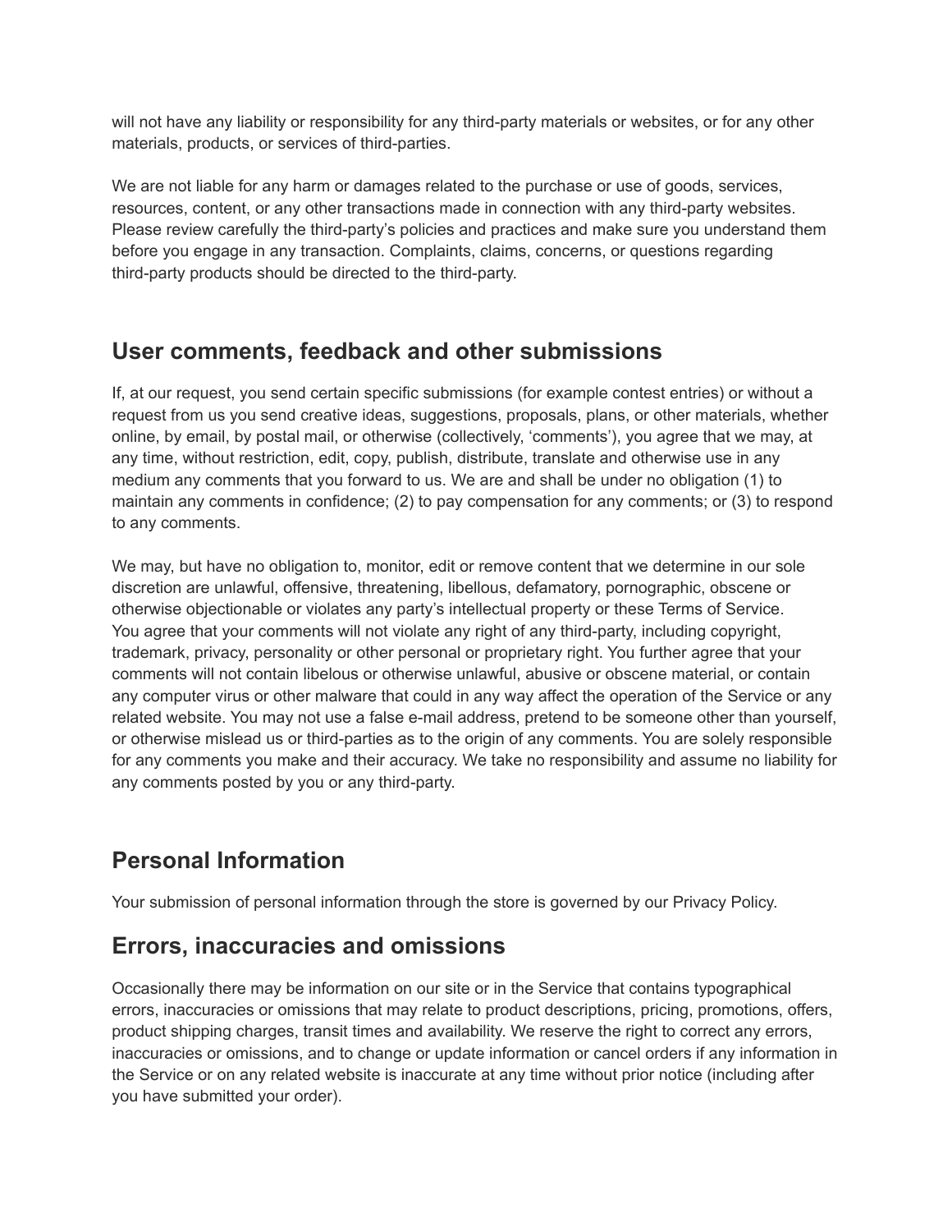will not have any liability or responsibility for any third-party materials or websites, or for any other materials, products, or services of third-parties.

We are not liable for any harm or damages related to the purchase or use of goods, services, resources, content, or any other transactions made in connection with any third-party websites. Please review carefully the third-party's policies and practices and make sure you understand them before you engage in any transaction. Complaints, claims, concerns, or questions regarding third-party products should be directed to the third-party.

## User comments, feedback and other submissions

If, at our request, you send certain specific submissions (for example contest entries) or without a request from us you send creative ideas, suggestions, proposals, plans, or other materials, whether online, by email, by postal mail, or otherwise (collectively, 'comments'), you agree that we may, at any time, without restriction, edit, copy, publish, distribute, translate and otherwise use in any medium any comments that you forward to us. We are and shall be under no obligation (1) to maintain any comments in confidence; (2) to pay compensation for any comments; or (3) to respond to any comments.

We may, but have no obligation to, monitor, edit or remove content that we determine in our sole discretion are unlawful, offensive, threatening, libellous, defamatory, pornographic, obscene or otherwise objectionable or violates any party's intellectual property or these Terms of Service. You agree that your comments will not violate any right of any third-party, including copyright, trademark, privacy, personality or other personal or proprietary right. You further agree that your comments will not contain libelous or otherwise unlawful, abusive or obscene material, or contain any computer virus or other malware that could in any way affect the operation of the Service or any related website. You may not use a false e-mail address, pretend to be someone other than yourself, or otherwise mislead us or third-parties as to the origin of any comments. You are solely responsible for any comments you make and their accuracy. We take no responsibility and assume no liability for any comments posted by you or any third-party.

## Personal Information

Your submission of personal information through the store is governed by our Privacy Policy.

## Errors, inaccuracies and omissions

Occasionally there may be information on our site or in the Service that contains typographical errors, inaccuracies or omissions that may relate to product descriptions, pricing, promotions, offers, product shipping charges, transit times and availability. We reserve the right to correct any errors, inaccuracies or omissions, and to change or update information or cancel orders if any information in the Service or on any related website is inaccurate at any time without prior notice (including after you have submitted your order).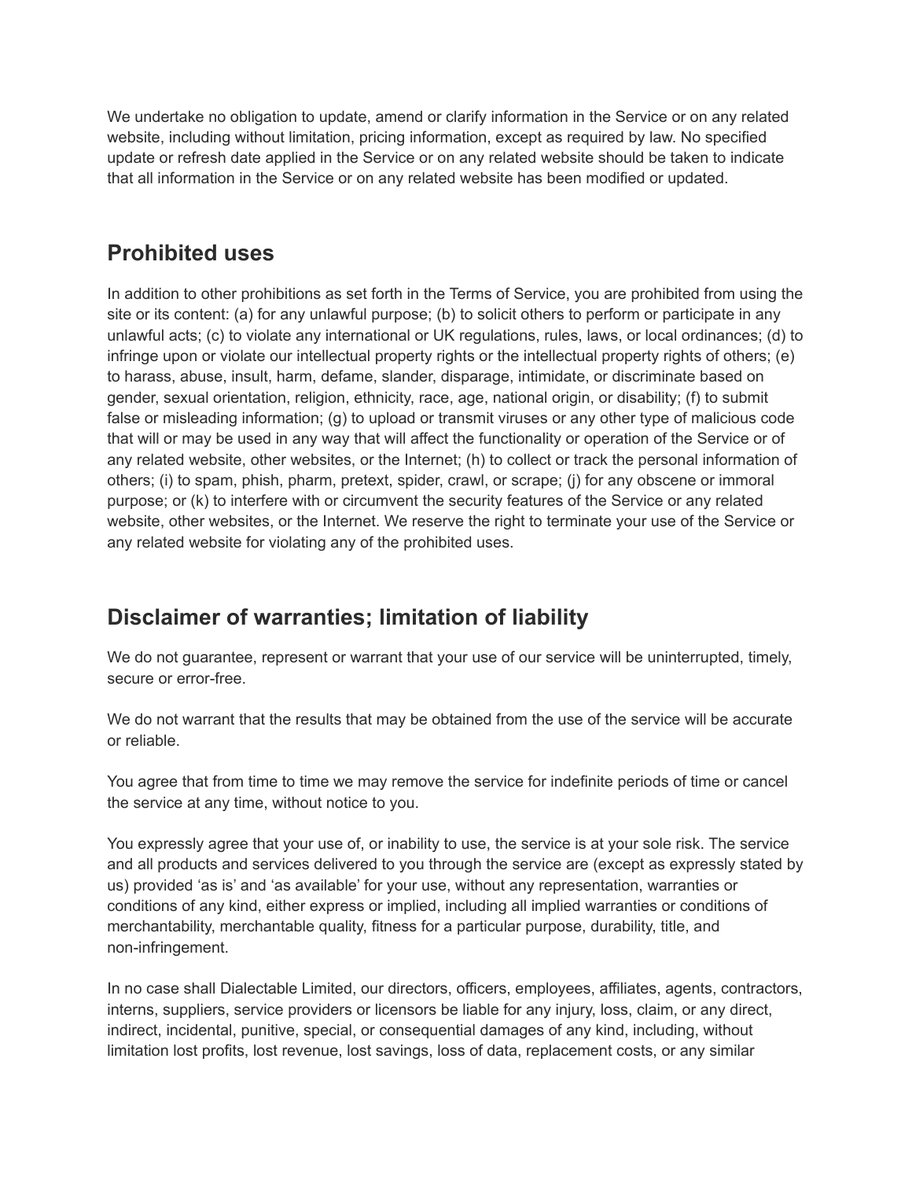We undertake no obligation to update, amend or clarify information in the Service or on any related website, including without limitation, pricing information, except as required by law. No specified update or refresh date applied in the Service or on any related website should be taken to indicate that all information in the Service or on any related website has been modified or updated.

## Prohibited uses

In addition to other prohibitions as set forth in the Terms of Service, you are prohibited from using the site or its content: (a) for any unlawful purpose; (b) to solicit others to perform or participate in any unlawful acts; (c) to violate any international or UK regulations, rules, laws, or local ordinances; (d) to infringe upon or violate our intellectual property rights or the intellectual property rights of others; (e) to harass, abuse, insult, harm, defame, slander, disparage, intimidate, or discriminate based on gender, sexual orientation, religion, ethnicity, race, age, national origin, or disability; (f) to submit false or misleading information; (g) to upload or transmit viruses or any other type of malicious code that will or may be used in any way that will affect the functionality or operation of the Service or of any related website, other websites, or the Internet; (h) to collect or track the personal information of others; (i) to spam, phish, pharm, pretext, spider, crawl, or scrape; (j) for any obscene or immoral purpose; or (k) to interfere with or circumvent the security features of the Service or any related website, other websites, or the Internet. We reserve the right to terminate your use of the Service or any related website for violating any of the prohibited uses.

## Disclaimer of warranties; limitation of liability

We do not guarantee, represent or warrant that your use of our service will be uninterrupted, timely, secure or error-free.

We do not warrant that the results that may be obtained from the use of the service will be accurate or reliable.

You agree that from time to time we may remove the service for indefinite periods of time or cancel the service at any time, without notice to you.

You expressly agree that your use of, or inability to use, the service is at your sole risk. The service and all products and services delivered to you through the service are (except as expressly stated by us) provided 'as is' and 'as available' for your use, without any representation, warranties or conditions of any kind, either express or implied, including all implied warranties or conditions of merchantability, merchantable quality, fitness for a particular purpose, durability, title, and non-infringement.

In no case shall Dialectable Limited, our directors, officers, employees, affiliates, agents, contractors, interns, suppliers, service providers or licensors be liable for any injury, loss, claim, or any direct, indirect, incidental, punitive, special, or consequential damages of any kind, including, without limitation lost profits, lost revenue, lost savings, loss of data, replacement costs, or any similar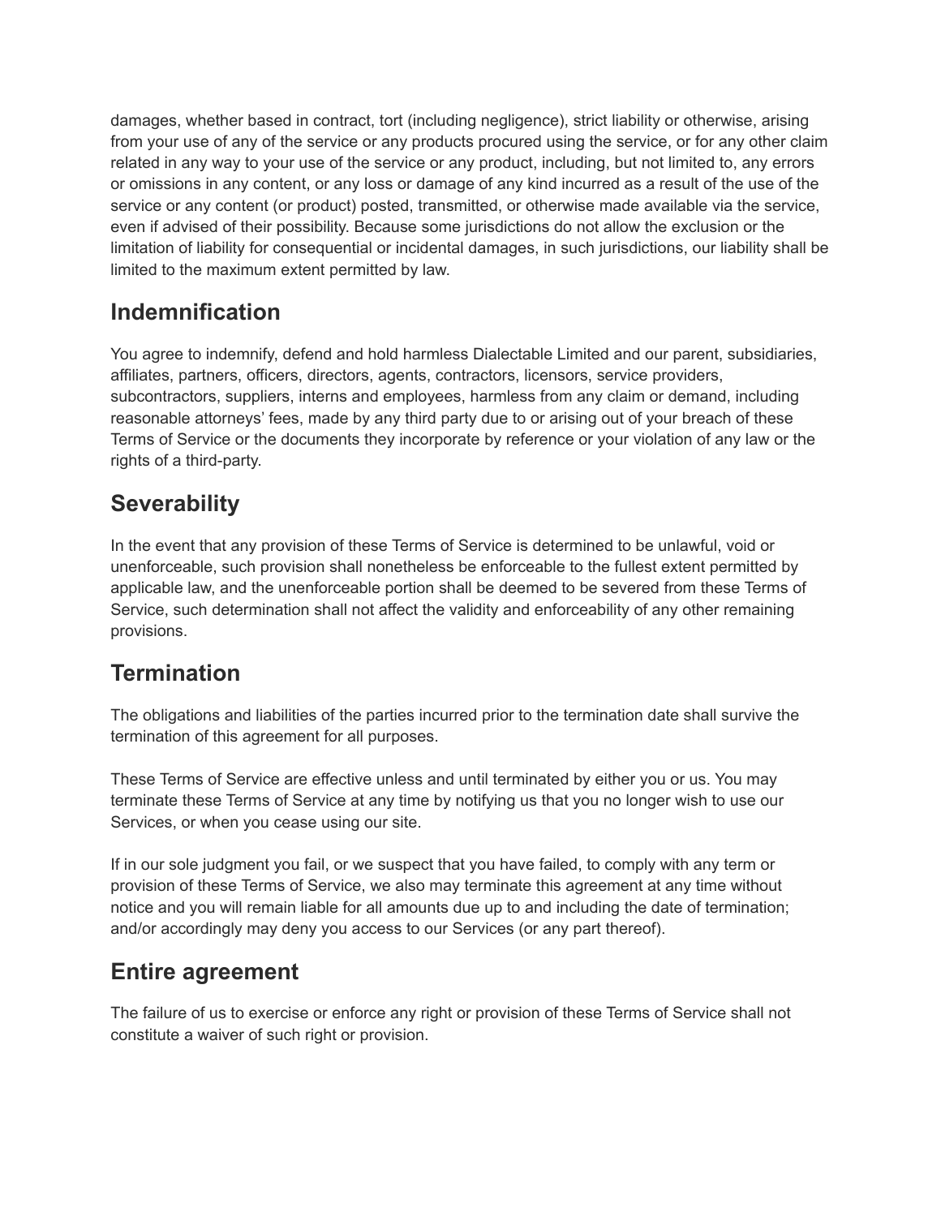damages, whether based in contract, tort (including negligence), strict liability or otherwise, arising from your use of any of the service or any products procured using the service, or for any other claim related in any way to your use of the service or any product, including, but not limited to, any errors or omissions in any content, or any loss or damage of any kind incurred as a result of the use of the service or any content (or product) posted, transmitted, or otherwise made available via the service, even if advised of their possibility. Because some jurisdictions do not allow the exclusion or the limitation of liability for consequential or incidental damages, in such jurisdictions, our liability shall be limited to the maximum extent permitted by law.

## Indemnification

You agree to indemnify, defend and hold harmless Dialectable Limited and our parent, subsidiaries, affiliates, partners, officers, directors, agents, contractors, licensors, service providers, subcontractors, suppliers, interns and employees, harmless from any claim or demand, including reasonable attorneys' fees, made by any third party due to or arising out of your breach of these Terms of Service or the documents they incorporate by reference or your violation of any law or the rights of a third-party.

## Severability

In the event that any provision of these Terms of Service is determined to be unlawful, void or unenforceable, such provision shall nonetheless be enforceable to the fullest extent permitted by applicable law, and the unenforceable portion shall be deemed to be severed from these Terms of Service, such determination shall not affect the validity and enforceability of any other remaining provisions.

## Termination

The obligations and liabilities of the parties incurred prior to the termination date shall survive the termination of this agreement for all purposes.

These Terms of Service are effective unless and until terminated by either you or us. You may terminate these Terms of Service at any time by notifying us that you no longer wish to use our Services, or when you cease using our site.

If in our sole judgment you fail, or we suspect that you have failed, to comply with any term or provision of these Terms of Service, we also may terminate this agreement at any time without notice and you will remain liable for all amounts due up to and including the date of termination; and/or accordingly may deny you access to our Services (or any part thereof).

## Entire agreement

The failure of us to exercise or enforce any right or provision of these Terms of Service shall not constitute a waiver of such right or provision.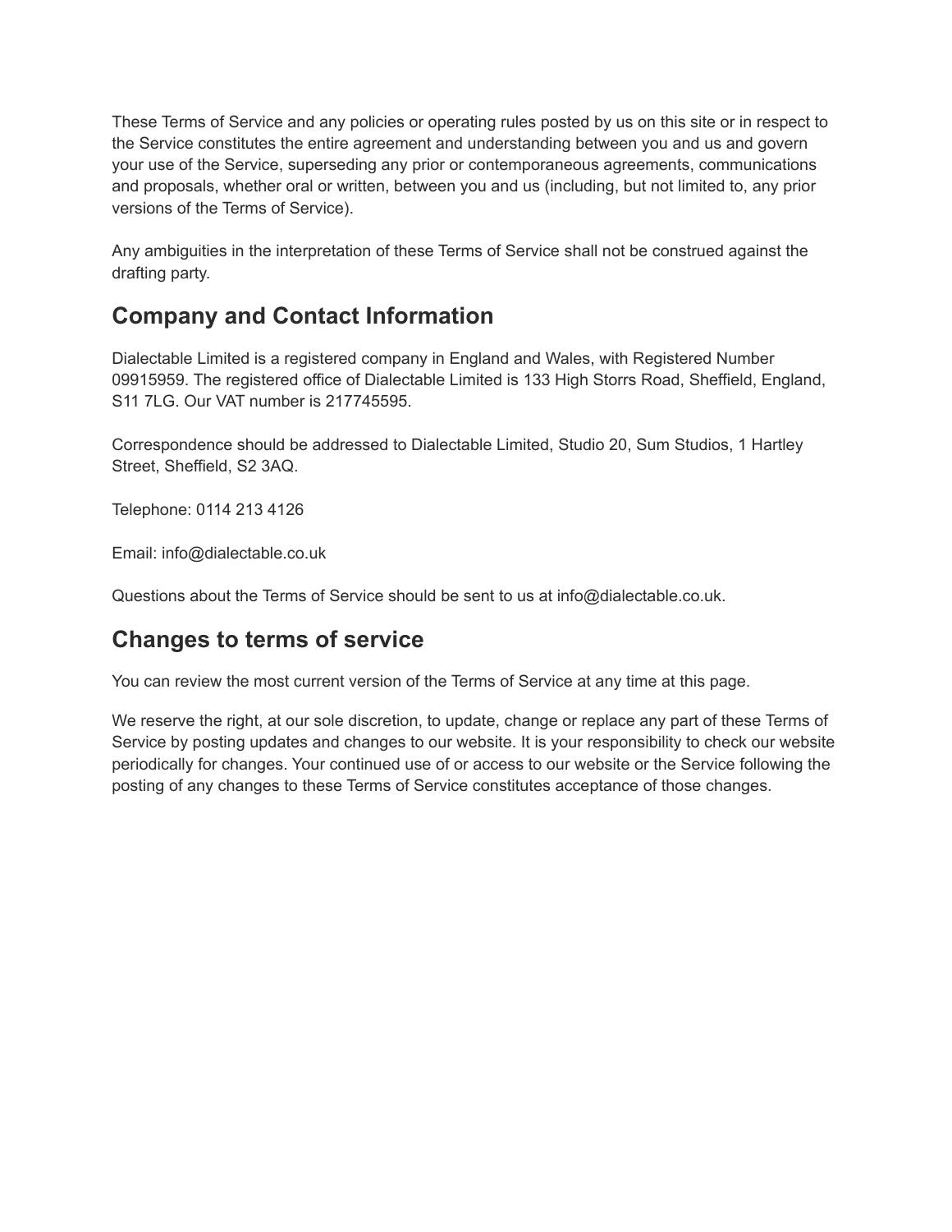These Terms of Service and any policies or operating rules posted by us on this site or in respect to the Service constitutes the entire agreement and understanding between you and us and govern your use of the Service, superseding any prior or contemporaneous agreements, communications and proposals, whether oral or written, between you and us (including, but not limited to, any prior versions of the Terms of Service).

Any ambiguities in the interpretation of these Terms of Service shall not be construed against the drafting party.

## Company and Contact Information

Dialectable Limited is a registered company in England and Wales, with Registered Number 09915959. The registered office of Dialectable Limited is 133 High Storrs Road, Sheffield, England, S11 7LG. Our VAT number is 217745595.

Correspondence should be addressed to Dialectable Limited, Studio 20, Sum Studios, 1 Hartley Street, Sheffield, S2 3AQ.

Telephone: 0114 213 4126

Email: info@dialectable.co.uk

Questions about the Terms of Service should be sent to us at info@dialectable.co.uk.

## Changes to terms of service

You can review the most current version of the Terms of Service at any time at this page.

We reserve the right, at our sole discretion, to update, change or replace any part of these Terms of Service by posting updates and changes to our website. It is your responsibility to check our website periodically for changes. Your continued use of or access to our website or the Service following the posting of any changes to these Terms of Service constitutes acceptance of those changes.